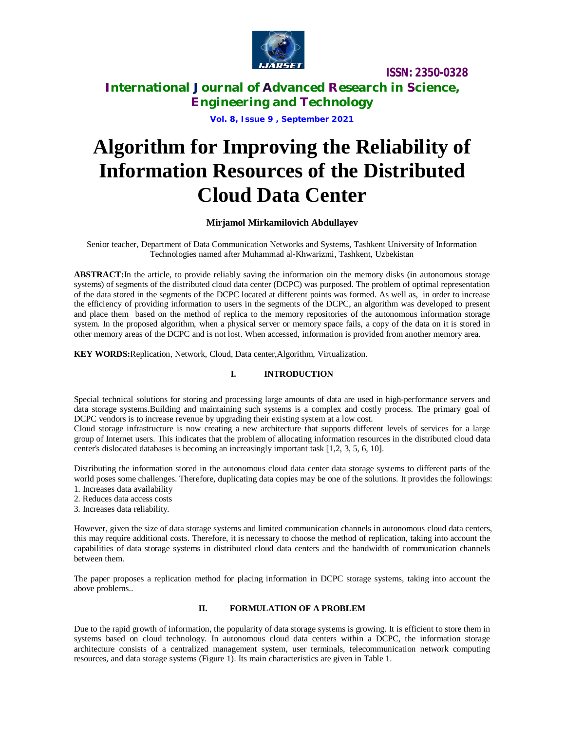# Algorithm for Improving the Reliability of Information Resources of the Distributed Cloud Data Center

**Mirjamol Mirkamilovich Abdullayev**

Senior teacher, Department of Data Communication Networks and Systems, Tashkent University of Information Technologies named after Muhammad al-Khwarizmi, Tashkent, Uzbekistan

**ABSTRACT:** In the article, to provide reliably saving the information oin the memory disks (in autonomous storage systems) of segments of the distributed cloud data center (DCPC) was purposed. The problem of optimal representation of the data stored in the segments of the DCPC located at different points was formed. As well as, in order to increase the efficiency of providing information to users in the segments of the DCPC, an algorithm was developed to present and place them based on the method of replica to the memory repositories of the autonomous information storage system. In the proposed algorithm, when a physical server or memory space fails, a copy of the data on it is stored in other memory areas of the DCPC and is not lost. When accessed, information is provided from another memory area.

**KEY WORDS:** Replication, Network, Cloud, Data center, Algorithm, Virtualization.

## I. INTRODUCTION

Special technical solutions for storing and processing large amounts of data are used in high-performance servers and data storage systems. Building and maintaining such systems is a complex and costly process. The primary goal of DCPC vendors is to increase revenue by upgrading their existing system at a low cost.

Cloud storage infrastructure is now creating a new architecture that supports different levels of services for a large group of Internet users. This indicates that the problem of allocating information resources in the distributed cloud data center's dislocated databases is becoming an increasingly important task [1,2, 3, 5, 6, 10].

Distributing the information stored in the autonomous cloud data center data storage systems to different parts of the world poses some challenges. Therefore, duplicating data copies may be one of the solutions. It provides the followings:

1. Increases data availability
2. Reduces data access costs
3. Increases data reliability.

However, given the size of data storage systems and limited communication channels in autonomous cloud data centers, this may require additional costs. Therefore, it is necessary to choose the method of replication, taking into account the capabilities of data storage systems in distributed cloud data centers and the bandwidth of communication channels between them.

The paper proposes a replication method for placing information in DCPC storage systems, taking into account the above problems..

## II. FORMULATION OF A PROBLEM

Due to the rapid growth of information, the popularity of data storage systems is growing. It is efficient to store them in systems based on cloud technology. In autonomous cloud data centers within a DCPC, the information storage architecture consists of a centralized management system, user terminals, telecommunication network computing resources, and data storage systems (Figure 1). Its main characteristics are given in Table 1.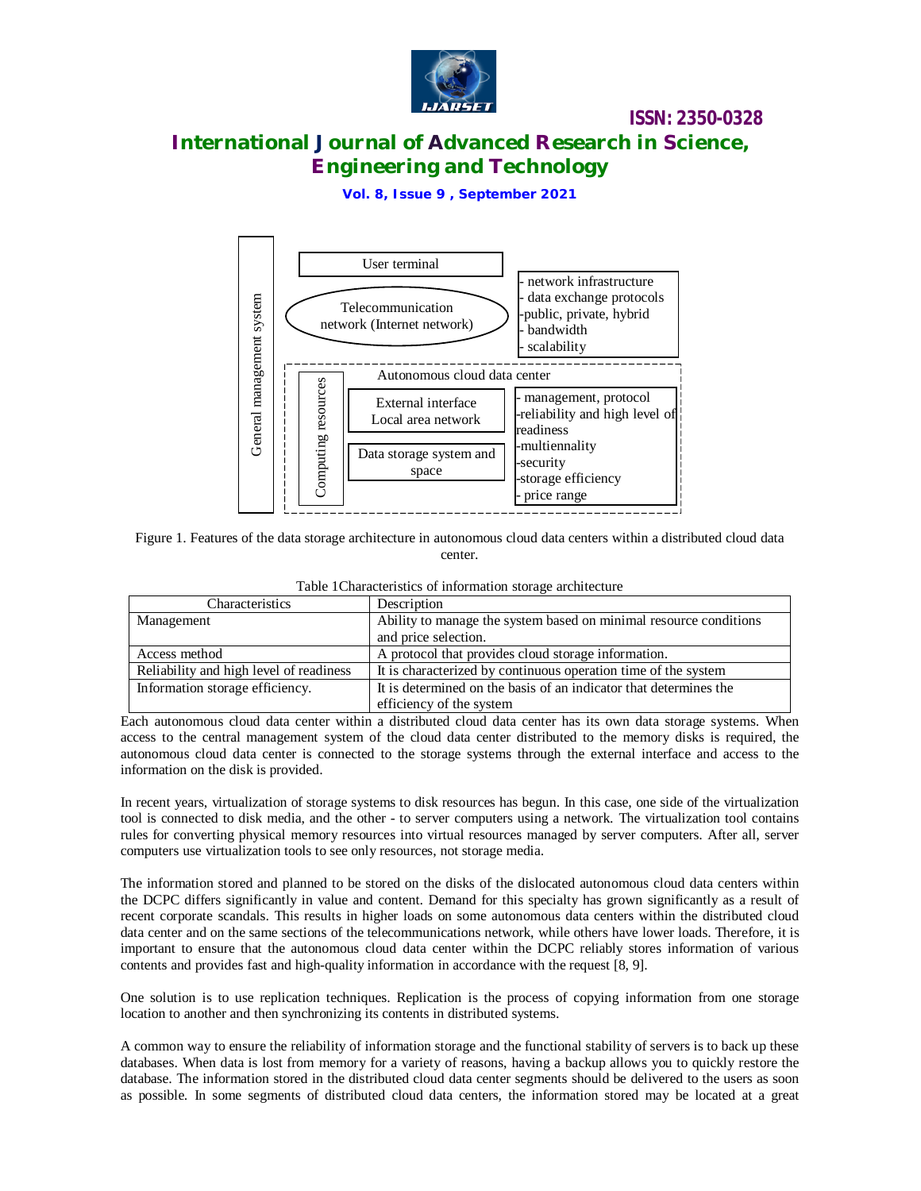Figure 1. Features of the data storage architecture in autonomous cloud data centers within a distributed cloud data center.

Table 1Characteristics of information storage architecture

| Characteristics | Description |
|---|---|
| Management | Ability to manage the system based on minimal resource conditions and price selection. |
| Access method | A protocol that provides cloud storage information. |
| Reliability and high level of readiness | It is characterized by continuous operation time of the system |
| Information storage efficiency. | It is determined on the basis of an indicator that determines the efficiency of the system |

Each autonomous cloud data center within a distributed cloud data center has its own data storage systems. When access to the central management system of the cloud data center distributed to the memory disks is required, the autonomous cloud data center is connected to the storage systems through the external interface and access to the information on the disk is provided.

In recent years, virtualization of storage systems to disk resources has begun. In this case, one side of the virtualization tool is connected to disk media, and the other - to server computers using a network. The virtualization tool contains rules for converting physical memory resources into virtual resources managed by server computers. After all, server computers use virtualization tools to see only resources, not storage media.

The information stored and planned to be stored on the disks of the dislocated autonomous cloud data centers within the DCPC differs significantly in value and content. Demand for this specialty has grown significantly as a result of recent corporate scandals. This results in higher loads on some autonomous data centers within the distributed cloud data center and on the same sections of the telecommunications network, while others have lower loads. Therefore, it is important to ensure that the autonomous cloud data center within the DCPC reliably stores information of various contents and provides fast and high-quality information in accordance with the request [8, 9].

One solution is to use replication techniques. Replication is the process of copying information from one storage location to another and then synchronizing its contents in distributed systems.

A common way to ensure the reliability of information storage and the functional stability of servers is to back up these databases. When data is lost from memory for a variety of reasons, having a backup allows you to quickly restore the database. The information stored in the distributed cloud data center segments should be delivered to the users as soon as possible. In some segments of distributed cloud data centers, the information stored may be located at a great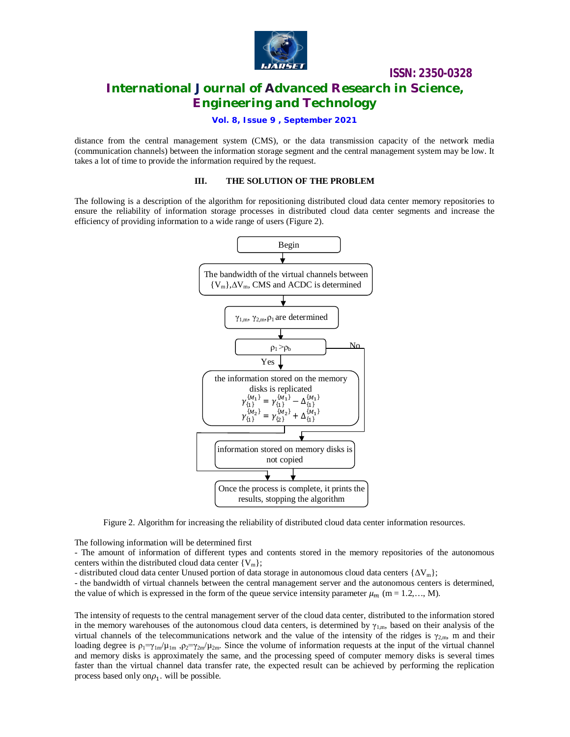distance from the central management system (CMS), or the data transmission capacity of the network media (communication channels) between the information storage segment and the central management system may be low. It takes a lot of time to provide the information required by the request.

## III. THE SOLUTION OF THE PROBLEM

The following is a description of the algorithm for repositioning distributed cloud data center memory repositories to ensure the reliability of information storage processes in distributed cloud data center segments and increase the efficiency of providing information to a wide range of users (Figure 2).

Begin

The bandwidth of the virtual channels between $\{V_m\}$, $\Delta V_m$, CMS and ACDC is determined

$\gamma_{1,m}$, $\gamma_{2,m}$, $\rho_1$ are determined

$\rho_1 > \rho_b$ — Yes / No

the information stored on the memory disks is replicated
$$\gamma_{\{1\}}^{\{M_1\}} = \gamma_{\{1\}}^{\{M_1\}} - \Delta_{\{1\}}^{\{M_1\}}$$
$$\gamma_{\{1\}}^{\{M_2\}} = \gamma_{\{2\}}^{\{M_2\}} + \Delta_{\{1\}}^{\{M_1\}}$$

information stored on memory disks is not copied

Once the process is complete, it prints the results, stopping the algorithm

Figure 2. Algorithm for increasing the reliability of distributed cloud data center information resources.

The following information will be determined first

- The amount of information of different types and contents stored in the memory repositories of the autonomous centers within the distributed cloud data center $\{V_m\}$;
- distributed cloud data center Unused portion of data storage in autonomous cloud data centers $\{\Delta V_m\}$;
- the bandwidth of virtual channels between the central management server and the autonomous centers is determined, the value of which is expressed in the form of the queue service intensity parameter $\mu_m$ (m = 1.2,…, M).

The intensity of requests to the central management server of the cloud data center, distributed to the information stored in the memory warehouses of the autonomous cloud data centers, is determined by $\gamma_{1,m}$, based on their analysis of the virtual channels of the telecommunications network and the value of the intensity of the ridges is $\gamma_{2,m}$, m and their loading degree is $\rho_1=\gamma_{1m}/\mu_{1m}$ ,$\rho_2=\gamma_{2m}/\mu_{2m}$. Since the volume of information requests at the input of the virtual channel and memory disks is approximately the same, and the processing speed of computer memory disks is several times faster than the virtual channel data transfer rate, the expected result can be achieved by performing the replication process based only on$\rho_1$. will be possible.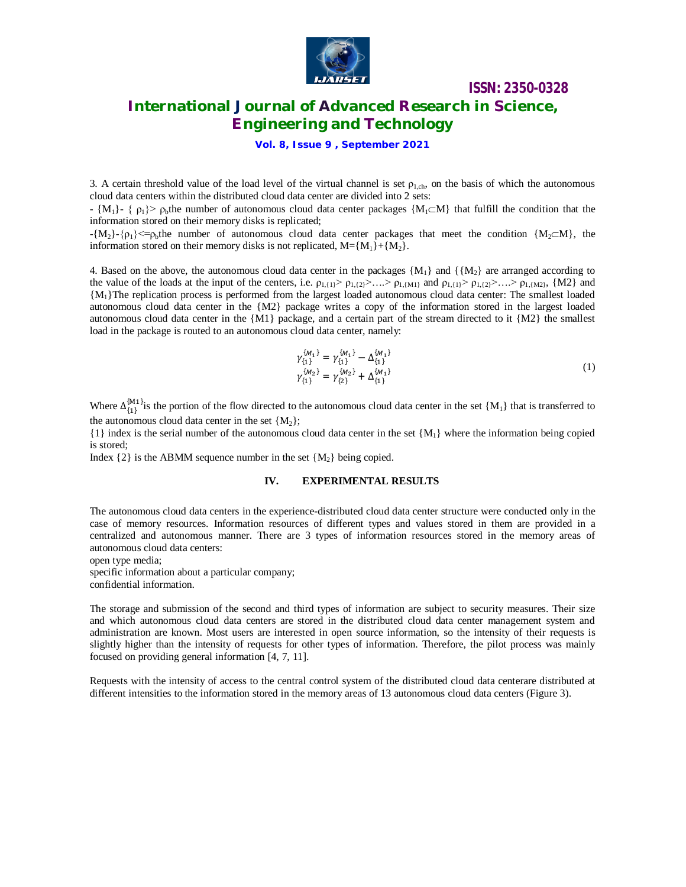3. A certain threshold value of the load level of the virtual channel is set $\rho_{1,ch}$, on the basis of which the autonomous cloud data centers within the distributed cloud data center are divided into 2 sets:

- $\{M_1\}$- $\{\rho_1\} > \rho_b$the number of autonomous cloud data center packages $\{M_1 \subset M\}$ that fulfill the condition that the information stored on their memory disks is replicated;

-$\{M_2\}$-$\{\rho_1\} <= \rho_b$the number of autonomous cloud data center packages that meet the condition $\{M_2 \subset M\}$, the information stored on their memory disks is not replicated, $M=\{M_1\}+\{M_2\}$.

4. Based on the above, the autonomous cloud data center in the packages $\{M_1\}$ and $\{\{M_2\}$ are arranged according to the value of the loads at the input of the centers, i.e. $\rho_{1,\{1\}} > \rho_{1,\{2\}} > \ldots . > \rho_{1,\{M1\}}$ and $\rho_{1,\{1\}} > \rho_{1,\{2\}} > \ldots . > \rho_{1,\{M2\}}$, {M2} and $\{M_1\}$The replication process is performed from the largest loaded autonomous cloud data center: The smallest loaded autonomous cloud data center in the {M2} package writes a copy of the information stored in the largest loaded autonomous cloud data center in the {M1} package, and a certain part of the stream directed to it {M2} the smallest load in the package is routed to an autonomous cloud data center, namely:

$$\begin{aligned} \gamma_{\{1\}}^{\{M_1\}} &= \gamma_{\{1\}}^{\{M_1\}} - \Delta_{\{1\}}^{\{M_1\}} \\ \gamma_{\{1\}}^{\{M_2\}} &= \gamma_{\{2\}}^{\{M_2\}} + \Delta_{\{1\}}^{\{M_1\}} \end{aligned} \tag{1}$$

Where $\Delta_{\{1\}}^{\{M1\}}$is the portion of the flow directed to the autonomous cloud data center in the set $\{M_1\}$ that is transferred to the autonomous cloud data center in the set $\{M_2\}$;

{1} index is the serial number of the autonomous cloud data center in the set $\{M_1\}$ where the information being copied is stored;

Index {2} is the ABMM sequence number in the set $\{M_2\}$ being copied.

## IV. EXPERIMENTAL RESULTS

The autonomous cloud data centers in the experience-distributed cloud data center structure were conducted only in the case of memory resources. Information resources of different types and values stored in them are provided in a centralized and autonomous manner. There are 3 types of information resources stored in the memory areas of autonomous cloud data centers:

open type media;

specific information about a particular company;

confidential information.

The storage and submission of the second and third types of information are subject to security measures. Their size and which autonomous cloud data centers are stored in the distributed cloud data center management system and administration are known. Most users are interested in open source information, so the intensity of their requests is slightly higher than the intensity of requests for other types of information. Therefore, the pilot process was mainly focused on providing general information [4, 7, 11].

Requests with the intensity of access to the central control system of the distributed cloud data centerare distributed at different intensities to the information stored in the memory areas of 13 autonomous cloud data centers (Figure 3).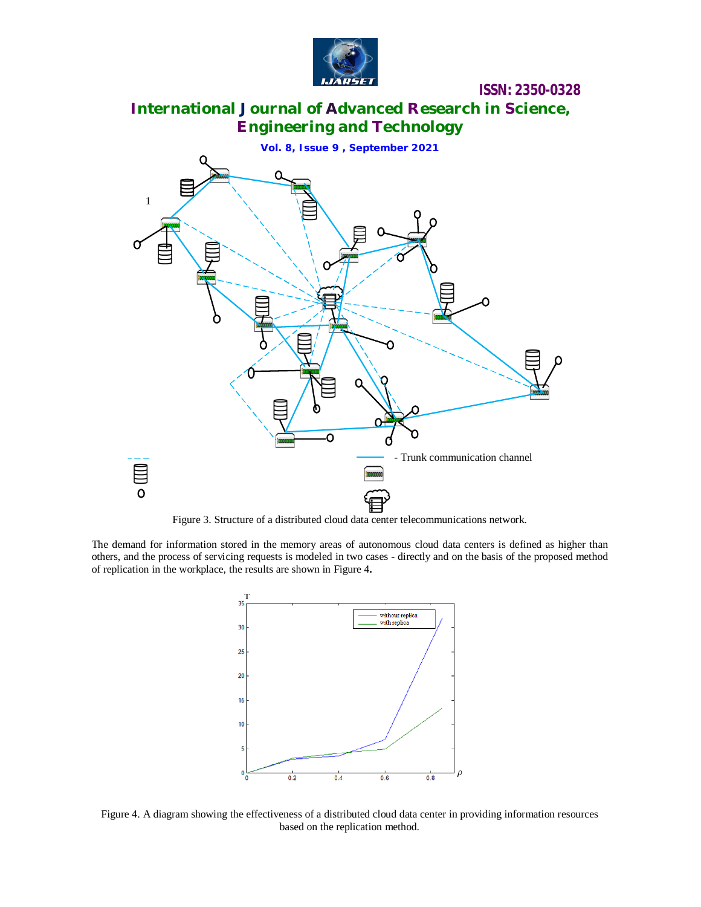Figure 3. Structure of a distributed cloud data center telecommunications network.

The demand for information stored in the memory areas of autonomous cloud data centers is defined as higher than others, and the process of servicing requests is modeled in two cases - directly and on the basis of the proposed method of replication in the workplace, the results are shown in Figure 4**.**

Figure 4. A diagram showing the effectiveness of a distributed cloud data center in providing information resources based on the replication method.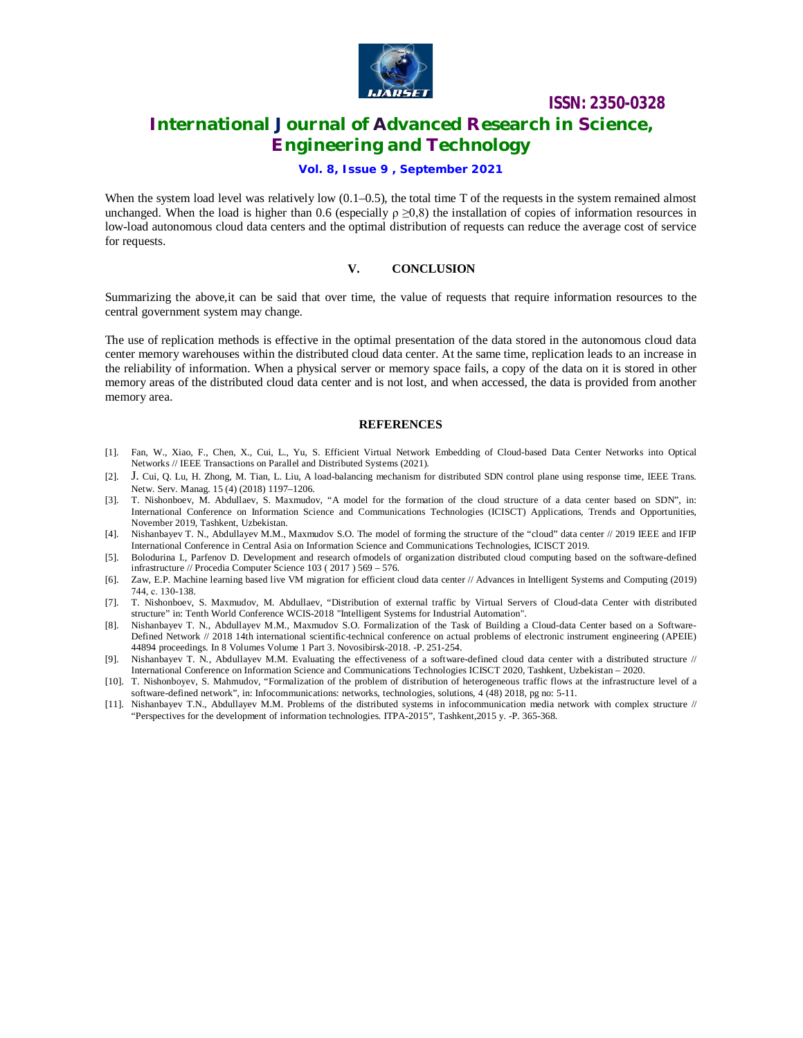When the system load level was relatively low (0.1–0.5), the total time T of the requests in the system remained almost unchanged. When the load is higher than 0.6 (especially $\rho \geq 0{,}8$) the installation of copies of information resources in low-load autonomous cloud data centers and the optimal distribution of requests can reduce the average cost of service for requests.

## V. CONCLUSION

Summarizing the above,it can be said that over time, the value of requests that require information resources to the central government system may change.

The use of replication methods is effective in the optimal presentation of the data stored in the autonomous cloud data center memory warehouses within the distributed cloud data center. At the same time, replication leads to an increase in the reliability of information. When a physical server or memory space fails, a copy of the data on it is stored in other memory areas of the distributed cloud data center and is not lost, and when accessed, the data is provided from another memory area.

## REFERENCES

[1]. Fan, W., Xiao, F., Chen, X., Cui, L., Yu, S. Efficient Virtual Network Embedding of Cloud-based Data Center Networks into Optical Networks // IEEE Transactions on Parallel and Distributed Systems (2021).

[2]. J. Cui, Q. Lu, H. Zhong, M. Tian, L. Liu, A load-balancing mechanism for distributed SDN control plane using response time, IEEE Trans. Netw. Serv. Manag. 15 (4) (2018) 1197–1206.

[3]. T. Nishonboev, M. Abdullaev, S. Maxmudov, "A model for the formation of the cloud structure of a data center based on SDN", in: International Conference on Information Science and Communications Technologies (ICISCT) Applications, Trends and Opportunities, November 2019, Tashkent, Uzbekistan.

[4]. Nishanbayev T. N., Abdullayev M.M., Maxmudov S.O. The model of forming the structure of the "cloud" data center // 2019 IEEE and IFIP International Conference in Central Asia on Information Science and Communications Technologies, ICISCT 2019.

[5]. Bolodurina I., Parfenov D. Development and research ofmodels of organization distributed cloud computing based on the software-defined infrastructure // Procedia Computer Science 103 ( 2017 ) 569 – 576.

[6]. Zaw, E.P. Machine learning based live VM migration for efficient cloud data center // Advances in Intelligent Systems and Computing (2019) 744, c. 130-138.

[7]. T. Nishonboev, S. Maxmudov, M. Abdullaev, "Distribution of external traffic by Virtual Servers of Cloud-data Center with distributed structure" in: Tenth World Conference WCIS-2018 "Intelligent Systems for Industrial Automation".

[8]. Nishanbayev T. N., Abdullayev M.M., Maxmudov S.O. Formalization of the Task of Building a Cloud-data Center based on a Software-Defined Network // 2018 14th international scientific-technical conference on actual problems of electronic instrument engineering (APEIE) 44894 proceedings. In 8 Volumes Volume 1 Part 3. Novosibirsk-2018. -P. 251-254.

[9]. Nishanbayev T. N., Abdullayev M.M. Evaluating the effectiveness of a software-defined cloud data center with a distributed structure // International Conference on Information Science and Communications Technologies ICISCT 2020, Tashkent, Uzbekistan – 2020.

[10]. T. Nishonboyev, S. Mahmudov, "Formalization of the problem of distribution of heterogeneous traffic flows at the infrastructure level of a software-defined network", in: Infocommunications: networks, technologies, solutions, 4 (48) 2018, pg no: 5-11.

[11]. Nishanbayev T.N., Abdullayev M.M. Problems of the distributed systems in infocommunication media network with complex structure // "Perspectives for the development of information technologies. ITPA-2015", Tashkent,2015 y. -P. 365-368.